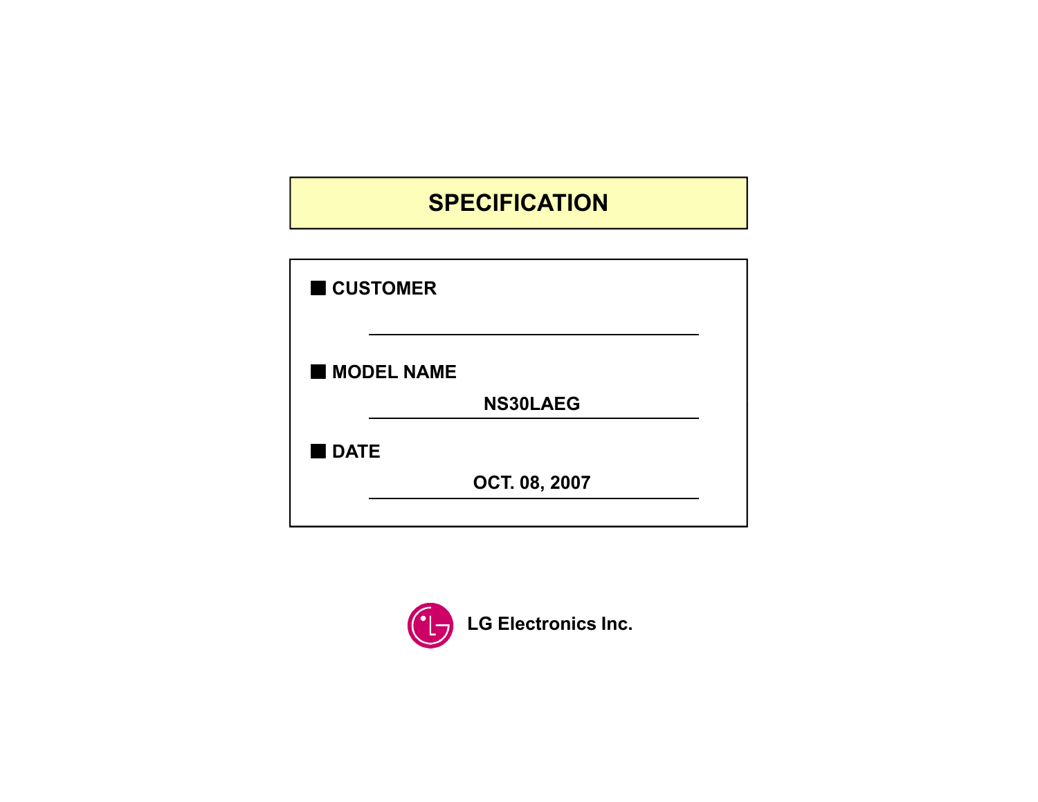# SPECIFICATION

■ **CUSTOMER**

■ **MODEL NAME**

**NS30LAEG**

■ **DATE**

**OCT. 08, 2007**

**LG Electronics Inc.**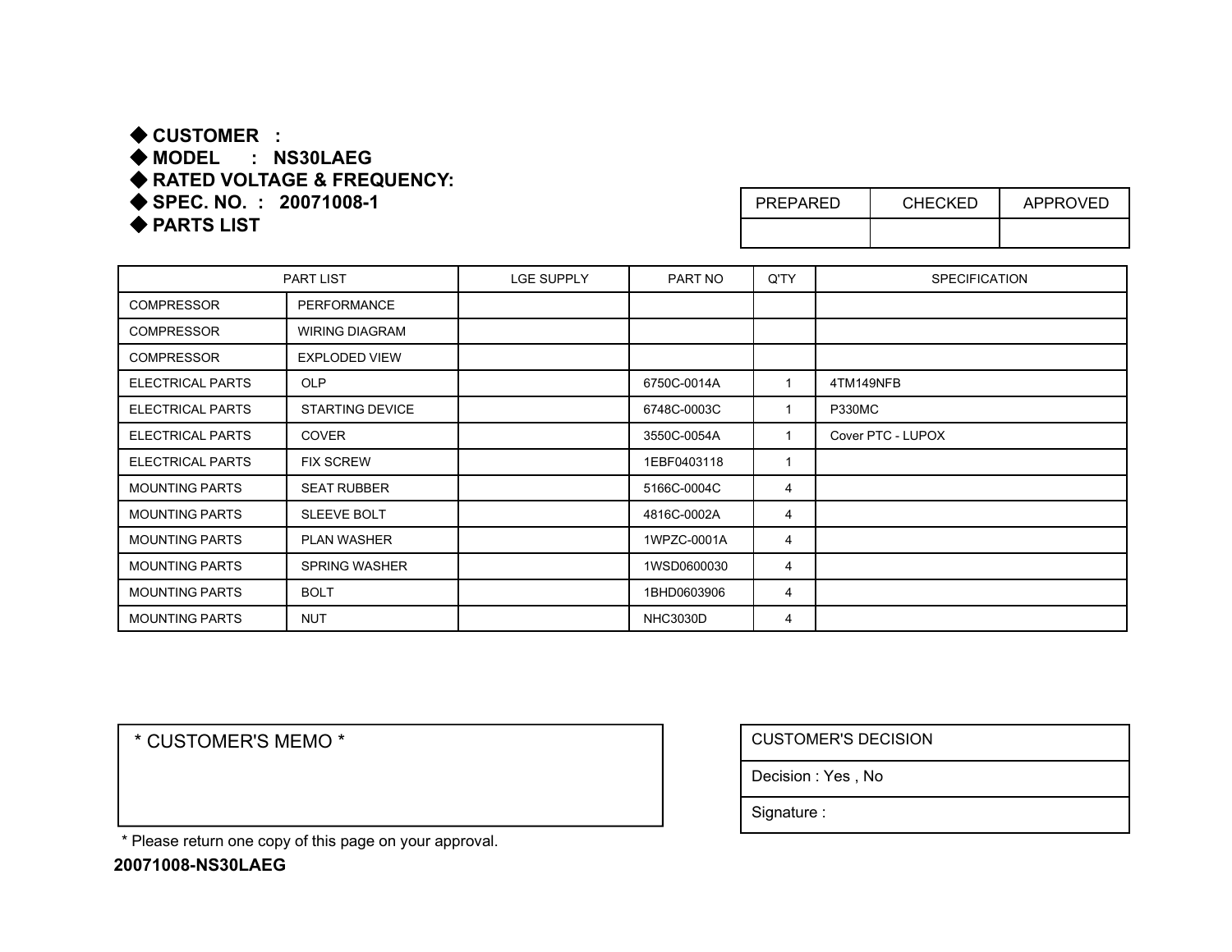◆ **CUSTOMER :**

◆ **MODEL : NS30LAEG**

◆ **RATED VOLTAGE & FREQUENCY:**

◆ **SPEC. NO. : 20071008-1**

◆ **PARTS LIST**

| PREPARED | CHECKED | APPROVED |
|---|---|---|
| | | |

| PART LIST | | LGE SUPPLY | PART NO | Q'TY | SPECIFICATION |
|---|---|---|---|---|---|
| COMPRESSOR | PERFORMANCE | | | | |
| COMPRESSOR | WIRING DIAGRAM | | | | |
| COMPRESSOR | EXPLODED VIEW | | | | |
| ELECTRICAL PARTS | OLP | | 6750C-0014A | 1 | 4TM149NFB |
| ELECTRICAL PARTS | STARTING DEVICE | | 6748C-0003C | 1 | P330MC |
| ELECTRICAL PARTS | COVER | | 3550C-0054A | 1 | Cover PTC - LUPOX |
| ELECTRICAL PARTS | FIX SCREW | | 1EBF0403118 | 1 | |
| MOUNTING PARTS | SEAT RUBBER | | 5166C-0004C | 4 | |
| MOUNTING PARTS | SLEEVE BOLT | | 4816C-0002A | 4 | |
| MOUNTING PARTS | PLAN WASHER | | 1WPZC-0001A | 4 | |
| MOUNTING PARTS | SPRING WASHER | | 1WSD0600030 | 4 | |
| MOUNTING PARTS | BOLT | | 1BHD0603906 | 4 | |
| MOUNTING PARTS | NUT | | NHC3030D | 4 | |

| * CUSTOMER'S MEMO * |
|---|
| |

| CUSTOMER'S DECISION |
|---|
| Decision : Yes , No |
| Signature : |

* Please return one copy of this page on your approval.

**20071008-NS30LAEG**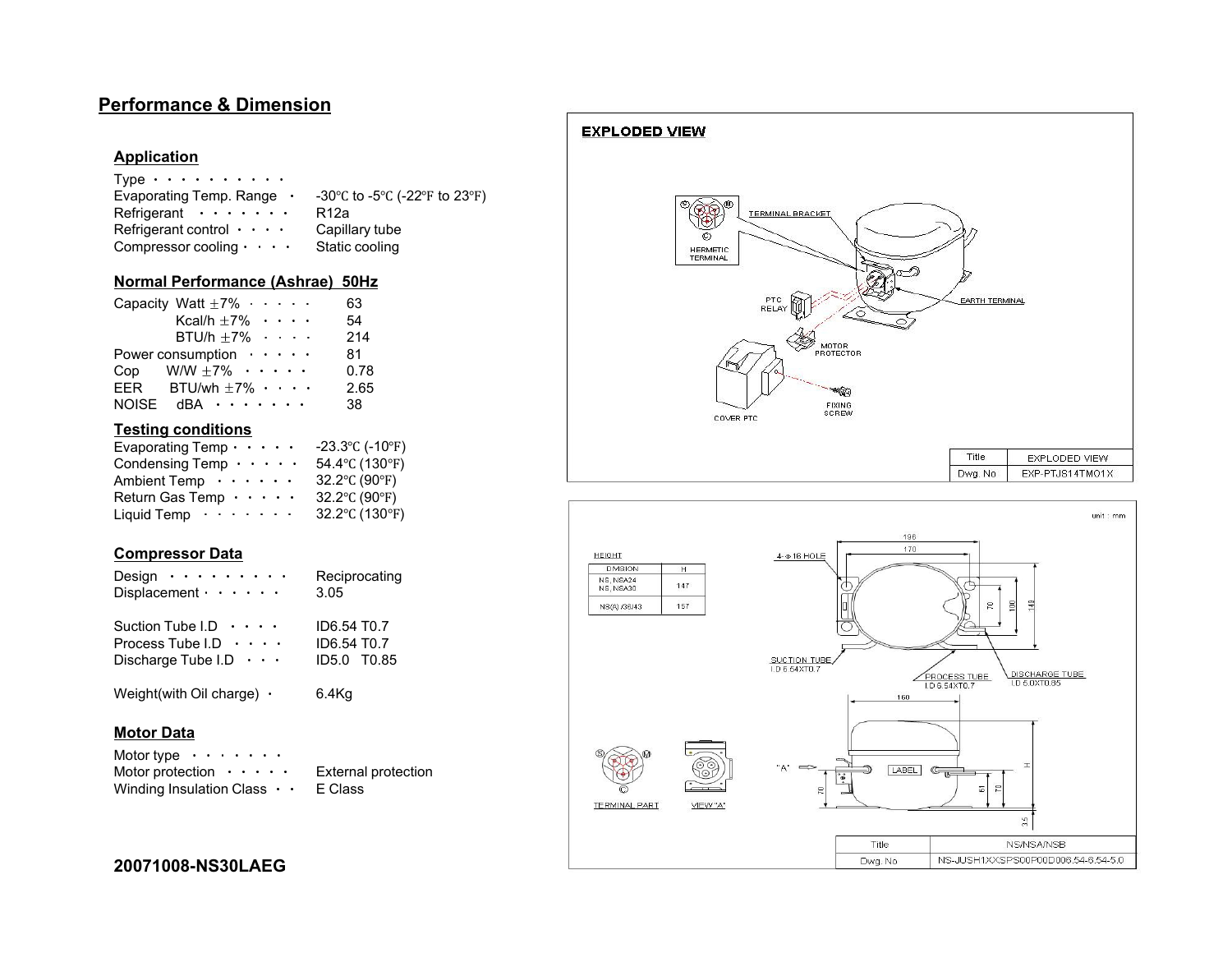## Performance & Dimension

### Application

| | |
|---|---|
| Type · · · · · · · · · · · | |
| Evaporating Temp. Range · | -30℃ to -5℃ (-22℉ to 23℉) |
| Refrigerant · · · · · · · | R12a |
| Refrigerant control · · · · | Capillary tube |
| Compressor cooling · · · · | Static cooling |

### Normal Performance (Ashrae) 50Hz

| | |
|---|---|
| Capacity Watt ±7% · · · · · | 63 |
| Kcal/h ±7% · · · · | 54 |
| BTU/h ±7% · · · · | 214 |
| Power consumption · · · · · | 81 |
| Cop W/W ±7% · · · · · | 0.78 |
| EER BTU/wh ±7% · · · · | 2.65 |
| NOISE dBA · · · · · · · | 38 |

### Testing conditions

| | |
|---|---|
| Evaporating Temp · · · · · | -23.3℃ (-10℉) |
| Condensing Temp · · · · · | 54.4℃ (130℉) |
| Ambient Temp · · · · · · | 32.2℃ (90℉) |
| Return Gas Temp · · · · · | 32.2℃ (90℉) |
| Liquid Temp · · · · · · · | 32.2℃ (130℉) |

### Compressor Data

| | |
|---|---|
| Design · · · · · · · · · · | Reciprocating |
| Displacement · · · · · · | 3.05 |
| Suction Tube I.D · · · · | ID6.54 T0.7 |
| Process Tube I.D · · · · | ID6.54 T0.7 |
| Discharge Tube I.D · · · | ID5.0 T0.85 |
| Weight(with Oil charge) · | 6.4Kg |

### Motor Data

| | |
|---|---|
| Motor type · · · · · · · · | |
| Motor protection · · · · · | External protection |
| Winding Insulation Class · · | E Class |

**20071008-NS30LAEG**

**EXPLODED VIEW**

TERMINAL BRACKET, HERMETIC TERMINAL, EARTH TERMINAL, PTC RELAY, MOTOR PROTECTOR, COVER PTC, FIXING SCREW

| Title | EXPLODED VIEW |
|---|---|
| Dwg. No | EXP-PTJS14TMO1X |

unit : mm

HEIGHT

| DIMSION | H |
|---|---|
| NS, NSA24 NS, NSA30 | 147 |
| NS(A) /36/43 | 157 |

4-Φ16 HOLE; 196; 170; 70; 100; 140; SUCTION TUBE I.D 6.54X0.7; PROCESS TUBE I.D 6.54X0.7; DISCHARGE TUBE I.D 5.0X0.85; 160; "A"; LABEL; H; 70; 61; 70; 3.5; TERMINAL PART; VIEW "A"

| Title | NS/NSA/NSB |
|---|---|
| Dwg. No | NS-JUSH1XXSPS00P00D006.54-6.54-5.0 |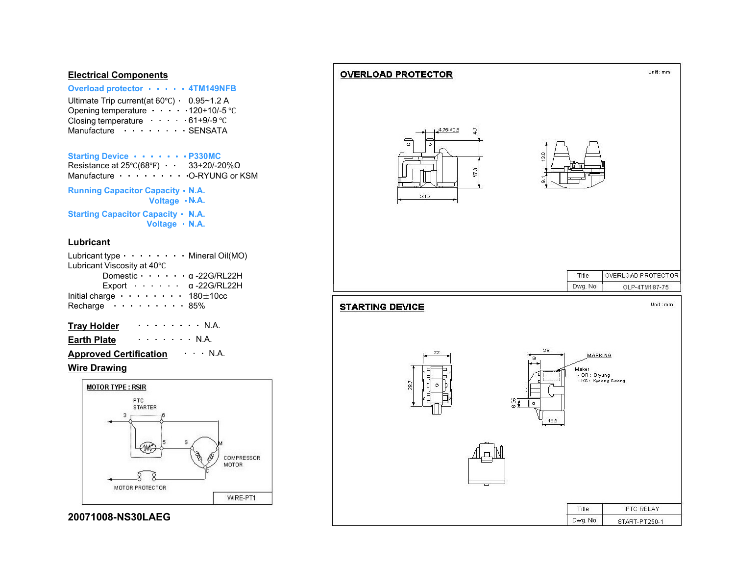## Electrical Components

**Overload protector · · · · · 4TM149NFB**

Ultimate Trip current(at 60℃) · 0.95~1.2 A
Opening temperature · · · · ·120+10/-5 ℃
Closing temperature · · · · · 61+9/-9 ℃
Manufacture · · · · · · · · SENSATA

**Starting Device · · · · · · · P330MC**

Resistance at 25℃(68℉) · · 33+20/-20%Ω
Manufacture · · · · · · · · ·O-RYUNG or KSM

**Running Capacitor Capacity · N.A.**
**Voltage · N.A.**

**Starting Capacitor Capacity · N.A.**
**Voltage · N.A.**

## Lubricant

Lubricant type · · · · · · · · Mineral Oil(MO)
Lubricant Viscosity at 40℃
Domestic · · · · · · α -22G/RL22H
Export · · · · · · α -22G/RL22H
Initial charge · · · · · · · · 180±10cc
Recharge · · · · · · · · · 85%

**Tray Holder** · · · · · · · · · N.A.

**Earth Plate** · · · · · · · · N.A.

**Approved Certification** · · · N.A.

**Wire Drawing**

MOTOR TYPE : RSIR

PTC STARTER

3 6 5 S M

COMPRESSOR MOTOR

C

MOTOR PROTECTOR

WIRE-PT1

**20071008-NS30LAEG**

---

**OVERLOAD PROTECTOR**

Unit : mm

4.75×0.8 4.7 17.5 31.3 13.0 9.1

| Title | OVERLOAD PROTECTOR |
| --- | --- |
| Dwg. No | OLP-4TM187-75 |

---

**STARTING DEVICE**

Unit : mm

22 28.7 28 9 8.35 16.5

MARKING

Maker
- OR : Oryung
- KS : Kyeong Seong

| Title | PTC RELAY |
| --- | --- |
| Dwg. No | START-PT250-1 |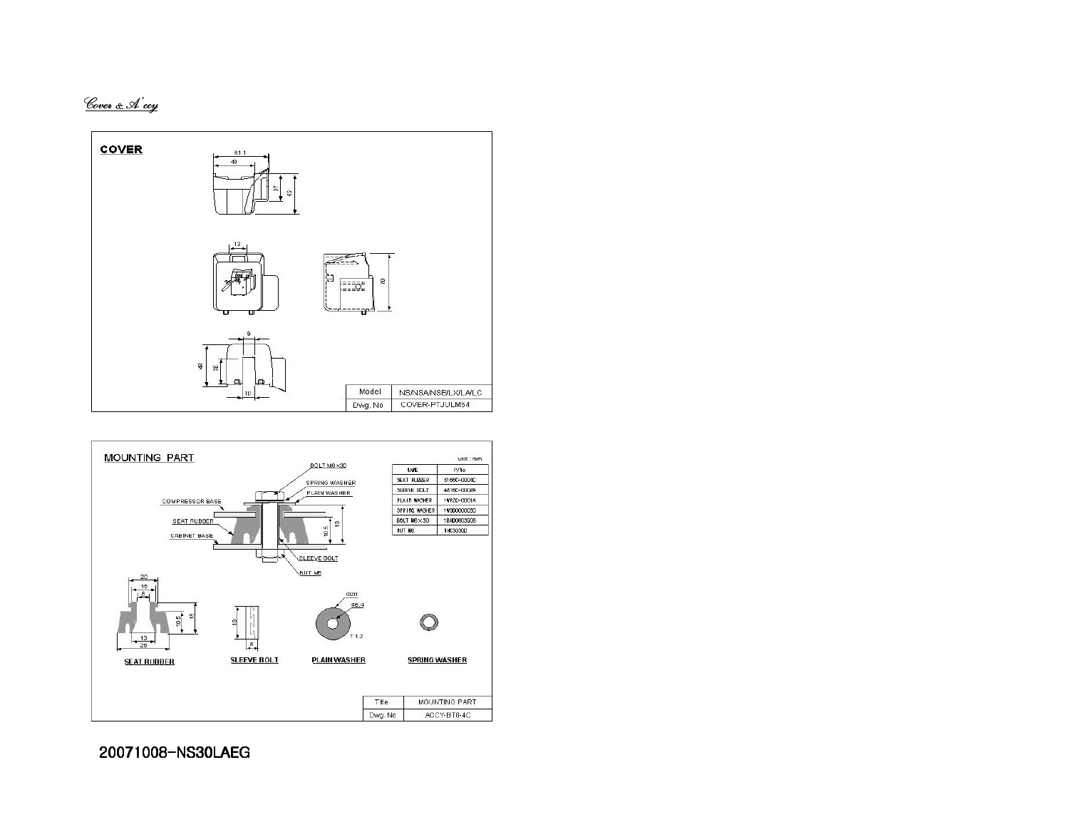*Cover & A'ccy*

## COVER

61.1

49

37

52

12

70

9

48

30

10

| Model | NS/NSA/NSB/LX/LA/LC |
| --- | --- |
| Dwg. No | COVER-PTJULM54 |

## MOUNTING PART

unit : mm

BOLT M6×30

SPRING WASHER

PLAIN WASHER

COMPRESSOR BASE

SEAT RUBBER

CABINET BASE

SLEEVE BOLT

NUT M6

10.5

18

| NAME | P/No |
| --- | --- |
| SEAT RUBBER | 5166C-0004C |
| SLEEVE BOLT | 4A16C-0002A |
| PLAIN WASHER | 1WZC-0001A |
| SPRING WASHER | 1WS00000020 |
| BOLT M6×30 | 1BN00603006 |
| NUT M6 | 1NC06300 |

20

15

8

18

10.5

13

28

**SEAT RUBBER**

18

8

**SLEEVE BOLT**

Ø20

Ø6.4

T 1.2

**PLAIN WASHER**

**SPRING WASHER**

| Title | MOUNTING PART |
| --- | --- |
| Dwg. No | ACCY-BT8-4C |

20071008-NS30LAEG